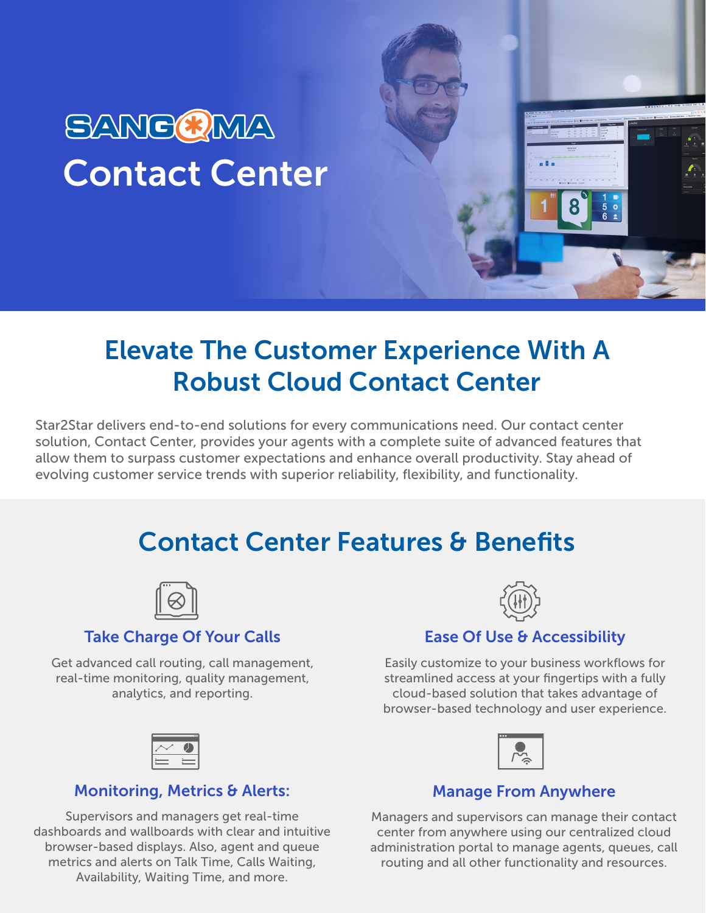# SANGOMA Contact Center

## Elevate The Customer Experience With A Robust Cloud Contact Center

Star2Star delivers end-to-end solutions for every communications need. Our contact center solution, Contact Center, provides your agents with a complete suite of advanced features that allow them to surpass customer expectations and enhance overall productivity. Stay ahead of evolving customer service trends with superior reliability, flexibility, and functionality.

## Contact Center Features & Benefits

### Take Charge Of Your Calls

Get advanced call routing, call management, real-time monitoring, quality management, analytics, and reporting.

### Ease Of Use & Accessibility

Easily customize to your business workflows for streamlined access at your fingertips with a fully cloud-based solution that takes advantage of browser-based technology and user experience.

### Monitoring, Metrics & Alerts:

Supervisors and managers get real-time dashboards and wallboards with clear and intuitive browser-based displays. Also, agent and queue metrics and alerts on Talk Time, Calls Waiting, Availability, Waiting Time, and more.

### Manage From Anywhere

Managers and supervisors can manage their contact center from anywhere using our centralized cloud administration portal to manage agents, queues, call routing and all other functionality and resources.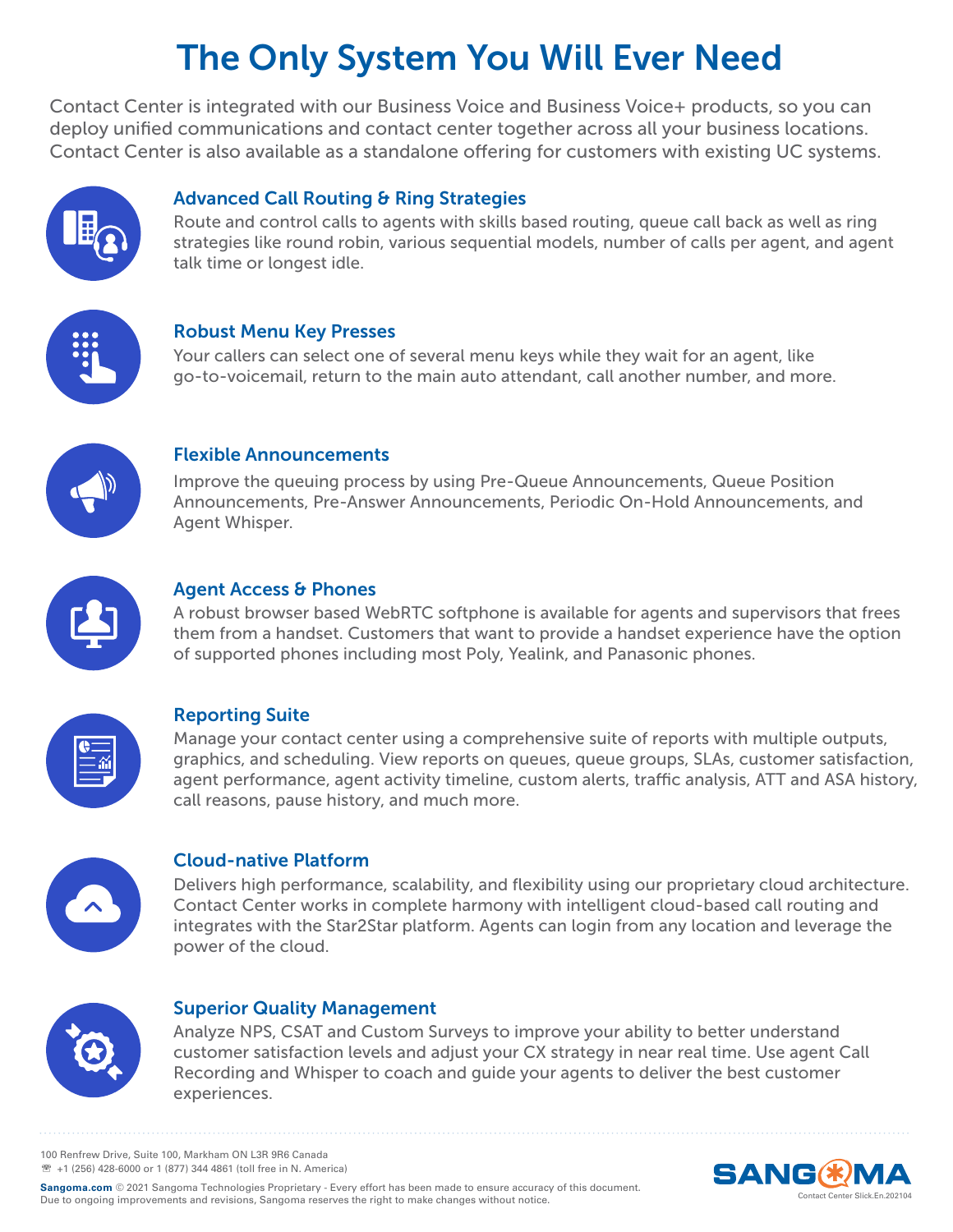# The Only System You Will Ever Need

Contact Center is integrated with our Business Voice and Business Voice+ products, so you can deploy unified communications and contact center together across all your business locations. Contact Center is also available as a standalone offering for customers with existing UC systems.

### Advanced Call Routing & Ring Strategies

Route and control calls to agents with skills based routing, queue call back as well as ring strategies like round robin, various sequential models, number of calls per agent, and agent talk time or longest idle.

### Robust Menu Key Presses

Your callers can select one of several menu keys while they wait for an agent, like go-to-voicemail, return to the main auto attendant, call another number, and more.

### Flexible Announcements

Improve the queuing process by using Pre-Queue Announcements, Queue Position Announcements, Pre-Answer Announcements, Periodic On-Hold Announcements, and Agent Whisper.

### Agent Access & Phones

A robust browser based WebRTC softphone is available for agents and supervisors that frees them from a handset. Customers that want to provide a handset experience have the option of supported phones including most Poly, Yealink, and Panasonic phones.

### Reporting Suite

Manage your contact center using a comprehensive suite of reports with multiple outputs, graphics, and scheduling. View reports on queues, queue groups, SLAs, customer satisfaction, agent performance, agent activity timeline, custom alerts, traffic analysis, ATT and ASA history, call reasons, pause history, and much more.

### Cloud-native Platform

Delivers high performance, scalability, and flexibility using our proprietary cloud architecture. Contact Center works in complete harmony with intelligent cloud-based call routing and integrates with the Star2Star platform. Agents can login from any location and leverage the power of the cloud.

### Superior Quality Management

Analyze NPS, CSAT and Custom Surveys to improve your ability to better understand customer satisfaction levels and adjust your CX strategy in near real time. Use agent Call Recording and Whisper to coach and guide your agents to deliver the best customer experiences.

---

100 Renfrew Drive, Suite 100, Markham ON L3R 9R6 Canada
☏ +1 (256) 428-6000 or 1 (877) 344 4861 (toll free in N. America)

**Sangoma.com** © 2021 Sangoma Technologies Proprietary - Every effort has been made to ensure accuracy of this document. Due to ongoing improvements and revisions, Sangoma reserves the right to make changes without notice.

SANGOMA
Contact Center Slick.En.202104